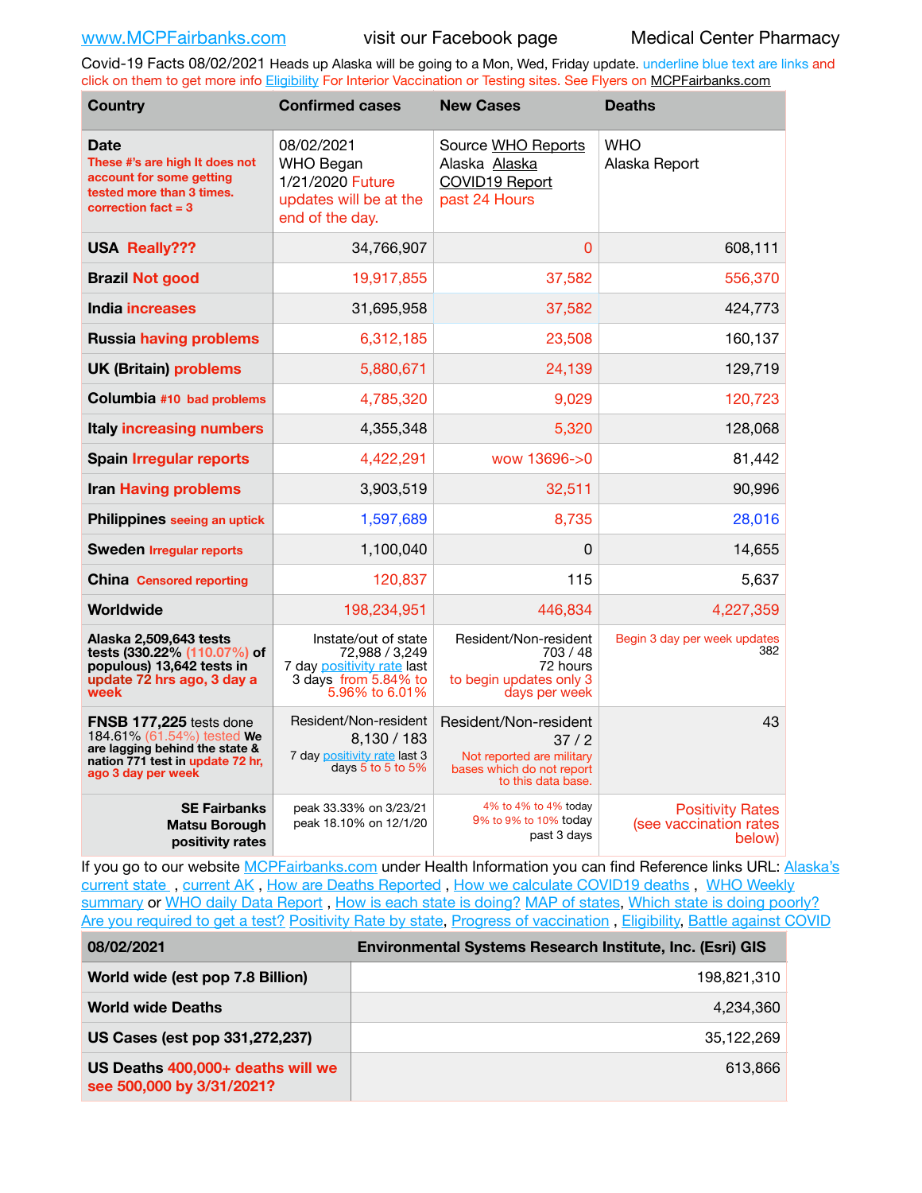www.MCPFairbanks.com visit our Facebook page Medical Center Pharmacy

Covid-19 Facts 08/02/2021 Heads up Alaska will be going to a Mon, Wed, Friday update. underline blue text are links and click on them to get more info Eligibility For Interior Vaccination or Testing sites. See Flyers on MCPFairbanks.com

| Country | Confirmed cases | New Cases | Deaths |
|---|---|---|---|
| **Date** These #'s are high It does not account for some getting tested more than 3 times. correction fact = 3 | 08/02/2021 WHO Began 1/21/2020 Future updates will be at the end of the day. | Source WHO Reports Alaska Alaska COVID19 Report past 24 Hours | WHO Alaska Report |
| **USA** Really??? | 34,766,907 | 0 | 608,111 |
| **Brazil** Not good | 19,917,855 | 37,582 | 556,370 |
| **India** increases | 31,695,958 | 37,582 | 424,773 |
| **Russia** having problems | 6,312,185 | 23,508 | 160,137 |
| **UK (Britain)** problems | 5,880,671 | 24,139 | 129,719 |
| **Columbia** #10 bad problems | 4,785,320 | 9,029 | 120,723 |
| **Italy** increasing numbers | 4,355,348 | 5,320 | 128,068 |
| **Spain** Irregular reports | 4,422,291 | wow 13696->0 | 81,442 |
| **Iran** Having problems | 3,903,519 | 32,511 | 90,996 |
| **Philippines** seeing an uptick | 1,597,689 | 8,735 | 28,016 |
| **Sweden** Irregular reports | 1,100,040 | 0 | 14,655 |
| **China** Censored reporting | 120,837 | 115 | 5,637 |
| **Worldwide** | 198,234,951 | 446,834 | 4,227,359 |
| **Alaska 2,509,643 tests tests (330.22% (110.07%) of populous) 13,642 tests in update 72 hrs ago, 3 day a week** | Instate/out of state 72,988 / 3,249 7 day positivity rate last 3 days from 5.84% to 5.96% to 6.01% | Resident/Non-resident 703 / 48 72 hours to begin updates only 3 days per week | Begin 3 day per week updates 382 |
| **FNSB 177,225** tests done 184.61% (61.54%) tested We are lagging behind the state & nation 771 test in update 72 hr, ago 3 day per week | Resident/Non-resident 8,130 / 183 7 day positivity rate last 3 days 5 to 5 to 5% | Resident/Non-resident 37 / 2 Not reported are military bases which do not report to this data base. | 43 |
| **SE Fairbanks Matsu Borough positivity rates** | peak 33.33% on 3/23/21 peak 18.10% on 12/1/20 | 4% to 4% to 4% today 9% to 9% to 10% today past 3 days | Positivity Rates (see vaccination rates below) |

If you go to our website MCPFairbanks.com under Health Information you can find Reference links URL: Alaska's current state , current AK , How are Deaths Reported , How we calculate COVID19 deaths , WHO Weekly summary or WHO daily Data Report , How is each state is doing? MAP of states, Which state is doing poorly? Are you required to get a test? Positivity Rate by state, Progress of vaccination , Eligibility, Battle against COVID

| 08/02/2021 | Environmental Systems Research Institute, Inc. (Esri) GIS |
|---|---|
| **World wide (est pop 7.8 Billion)** | 198,821,310 |
| **World wide Deaths** | 4,234,360 |
| **US Cases (est pop 331,272,237)** | 35,122,269 |
| **US Deaths** 400,000+ deaths will we see 500,000 by 3/31/2021? | 613,866 |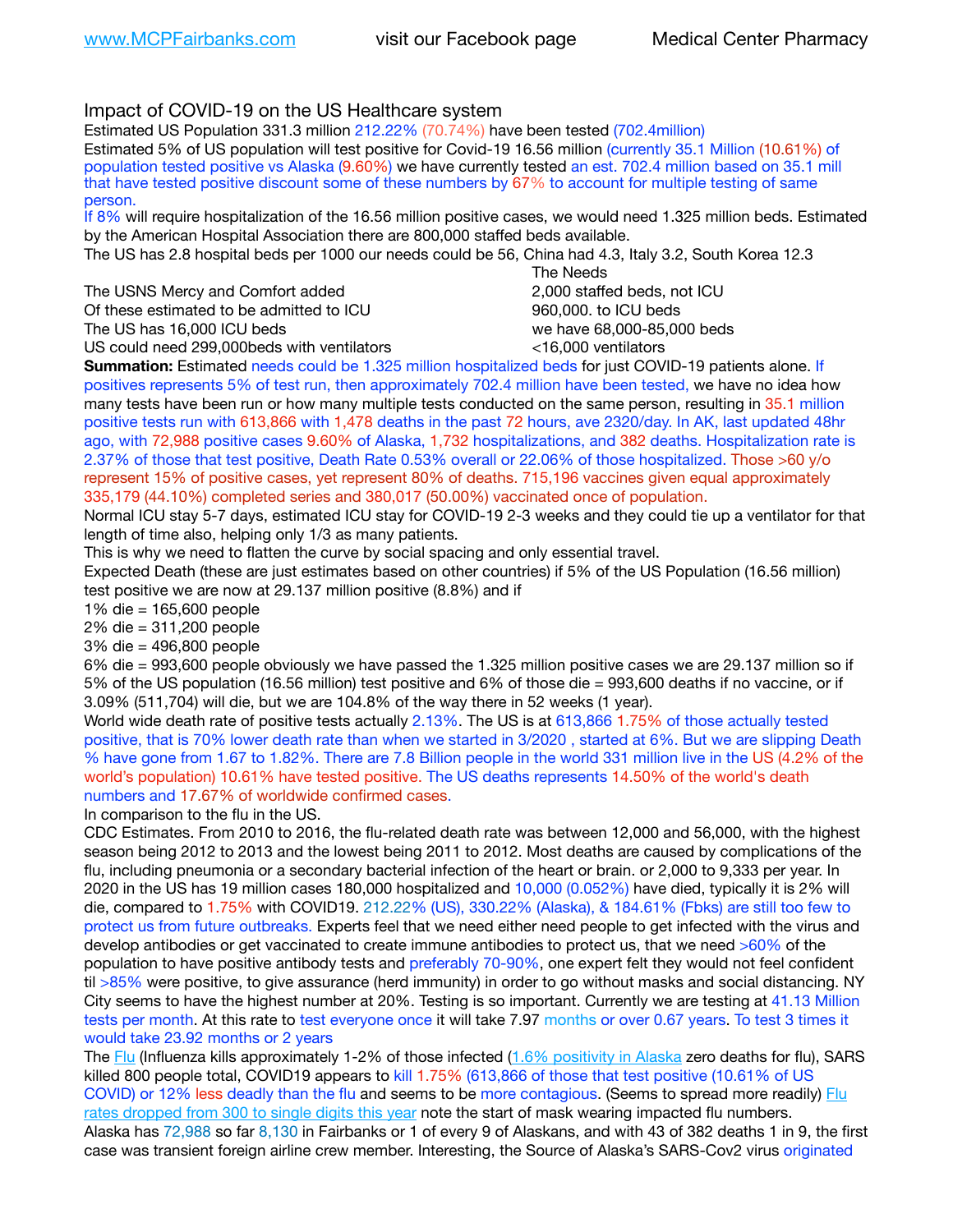Impact of COVID-19 on the US Healthcare system

Estimated US Population 331.3 million 212.22% (70.74%) have been tested (702.4million)

Estimated 5% of US population will test positive for Covid-19 16.56 million (currently 35.1 Million (10.61%) of population tested positive vs Alaska (9.60%) we have currently tested an est. 702.4 million based on 35.1 mill that have tested positive discount some of these numbers by 67% to account for multiple testing of same person.

If 8% will require hospitalization of the 16.56 million positive cases, we would need 1.325 million beds. Estimated by the American Hospital Association there are 800,000 staffed beds available.

The US has 2.8 hospital beds per 1000 our needs could be 56, China had 4.3, Italy 3.2, South Korea 12.3

| | The Needs |
|---|---|
| The USNS Mercy and Comfort added | 2,000 staffed beds, not ICU |
| Of these estimated to be admitted to ICU | 960,000. to ICU beds |
| The US has 16,000 ICU beds | we have 68,000-85,000 beds |
| US could need 299,000beds with ventilators | <16,000 ventilators |

**Summation:** Estimated needs could be 1.325 million hospitalized beds for just COVID-19 patients alone. If positives represents 5% of test run, then approximately 702.4 million have been tested, we have no idea how many tests have been run or how many multiple tests conducted on the same person, resulting in 35.1 million positive tests run with 613,866 with 1,478 deaths in the past 72 hours, ave 2320/day. In AK, last updated 48hr ago, with 72,988 positive cases 9.60% of Alaska, 1,732 hospitalizations, and 382 deaths. Hospitalization rate is 2.37% of those that test positive, Death Rate 0.53% overall or 22.06% of those hospitalized. Those >60 y/o represent 15% of positive cases, yet represent 80% of deaths. 715,196 vaccines given equal approximately 335,179 (44.10%) completed series and 380,017 (50.00%) vaccinated once of population.

Normal ICU stay 5-7 days, estimated ICU stay for COVID-19 2-3 weeks and they could tie up a ventilator for that length of time also, helping only 1/3 as many patients.

This is why we need to flatten the curve by social spacing and only essential travel.

Expected Death (these are just estimates based on other countries) if 5% of the US Population (16.56 million) test positive we are now at 29.137 million positive (8.8%) and if

1% die = 165,600 people

2% die = 311,200 people

3% die = 496,800 people

6% die = 993,600 people obviously we have passed the 1.325 million positive cases we are 29.137 million so if 5% of the US population (16.56 million) test positive and 6% of those die = 993,600 deaths if no vaccine, or if 3.09% (511,704) will die, but we are 104.8% of the way there in 52 weeks (1 year).

World wide death rate of positive tests actually 2.13%. The US is at 613,866 1.75% of those actually tested positive, that is 70% lower death rate than when we started in 3/2020 , started at 6%. But we are slipping Death % have gone from 1.67 to 1.82%. There are 7.8 Billion people in the world 331 million live in the US (4.2% of the world's population) 10.61% have tested positive. The US deaths represents 14.50% of the world's death numbers and 17.67% of worldwide confirmed cases.

In comparison to the flu in the US.

CDC Estimates. From 2010 to 2016, the flu-related death rate was between 12,000 and 56,000, with the highest season being 2012 to 2013 and the lowest being 2011 to 2012. Most deaths are caused by complications of the flu, including pneumonia or a secondary bacterial infection of the heart or brain. or 2,000 to 9,333 per year. In 2020 in the US has 19 million cases 180,000 hospitalized and 10,000 (0.052%) have died, typically it is 2% will die, compared to 1.75% with COVID19. 212.22% (US), 330.22% (Alaska), & 184.61% (Fbks) are still too few to protect us from future outbreaks. Experts feel that we need either need people to get infected with the virus and develop antibodies or get vaccinated to create immune antibodies to protect us, that we need >60% of the population to have positive antibody tests and preferably 70-90%, one expert felt they would not feel confident til >85% were positive, to give assurance (herd immunity) in order to go without masks and social distancing. NY City seems to have the highest number at 20%. Testing is so important. Currently we are testing at 41.13 Million tests per month. At this rate to test everyone once it will take 7.97 months or over 0.67 years. To test 3 times it would take 23.92 months or 2 years

The Flu (Influenza kills approximately 1-2% of those infected (1.6% positivity in Alaska zero deaths for flu), SARS killed 800 people total, COVID19 appears to kill 1.75% (613,866 of those that test positive (10.61% of US COVID) or 12% less deadly than the flu and seems to be more contagious. (Seems to spread more readily) Flu rates dropped from 300 to single digits this year note the start of mask wearing impacted flu numbers.

Alaska has 72,988 so far 8,130 in Fairbanks or 1 of every 9 of Alaskans, and with 43 of 382 deaths 1 in 9, the first case was transient foreign airline crew member. Interesting, the Source of Alaska's SARS-Cov2 virus originated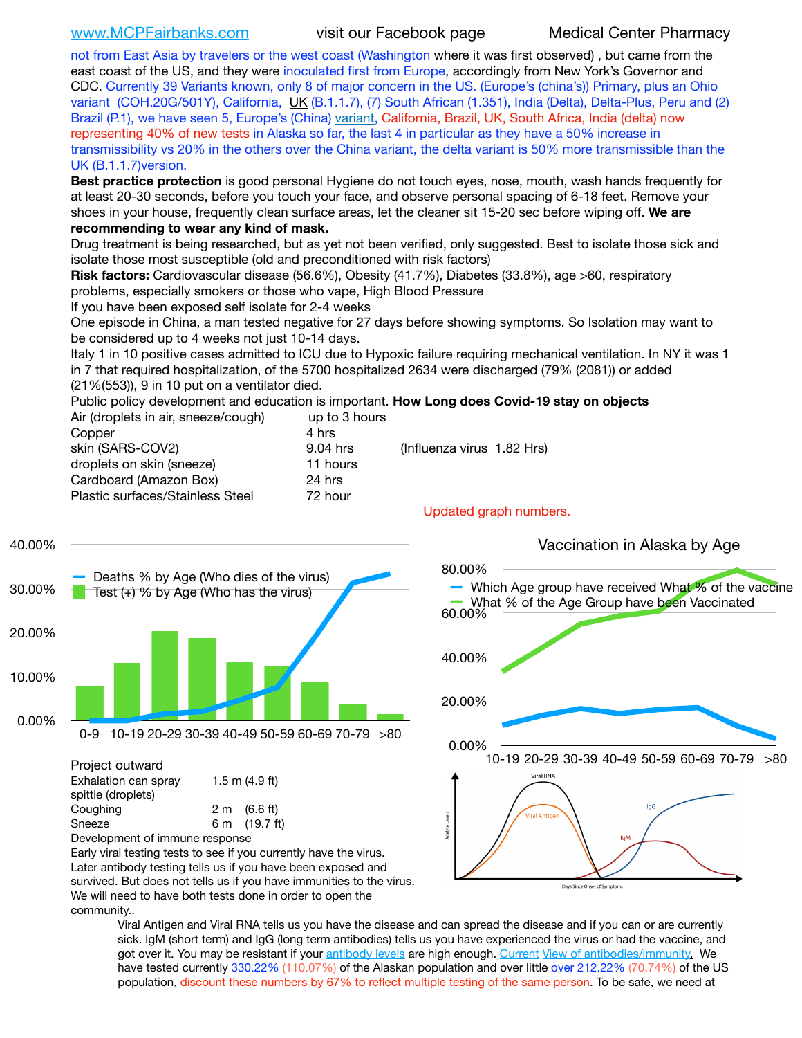not from East Asia by travelers or the west coast (Washington where it was first observed) , but came from the east coast of the US, and they were inoculated first from Europe, accordingly from New York's Governor and CDC. Currently 39 Variants known, only 8 of major concern in the US. (Europe's (china's)) Primary, plus an Ohio variant (COH.20G/501Y), California, UK (B.1.1.7), (7) South African (1.351), India (Delta), Delta-Plus, Peru and (2) Brazil (P.1), we have seen 5, Europe's (China) variant, California, Brazil, UK, South Africa, India (delta) now representing 40% of new tests in Alaska so far, the last 4 in particular as they have a 50% increase in transmissibility vs 20% in the others over the China variant, the delta variant is 50% more transmissible than the UK (B.1.1.7)version.

**Best practice protection** is good personal Hygiene do not touch eyes, nose, mouth, wash hands frequently for at least 20-30 seconds, before you touch your face, and observe personal spacing of 6-18 feet. Remove your shoes in your house, frequently clean surface areas, let the cleaner sit 15-20 sec before wiping off. **We are recommending to wear any kind of mask.**

Drug treatment is being researched, but as yet not been verified, only suggested. Best to isolate those sick and isolate those most susceptible (old and preconditioned with risk factors)

**Risk factors:** Cardiovascular disease (56.6%), Obesity (41.7%), Diabetes (33.8%), age >60, respiratory problems, especially smokers or those who vape, High Blood Pressure

If you have been exposed self isolate for 2-4 weeks

One episode in China, a man tested negative for 27 days before showing symptoms. So Isolation may want to be considered up to 4 weeks not just 10-14 days.

Italy 1 in 10 positive cases admitted to ICU due to Hypoxic failure requiring mechanical ventilation. In NY it was 1 in 7 that required hospitalization, of the 5700 hospitalized 2634 were discharged (79% (2081)) or added (21%(553)), 9 in 10 put on a ventilator died.

Public policy development and education is important. **How Long does Covid-19 stay on objects**

| | | |
|---|---|---|
| Air (droplets in air, sneeze/cough) | up to 3 hours | |
| Copper | 4 hrs | |
| skin (SARS-COV2) | 9.04 hrs | (Influenza virus 1.82 Hrs) |
| droplets on skin (sneeze) | 11 hours | |
| Cardboard (Amazon Box) | 24 hrs | |
| Plastic surfaces/Stainless Steel | 72 hour | |

Updated graph numbers.

Project outward

| | |
|---|---|
| Exhalation can spray spittle (droplets) | 1.5 m (4.9 ft) |
| Coughing | 2 m (6.6 ft) |
| Sneeze | 6 m (19.7 ft) |

Development of immune response

Early viral testing tests to see if you currently have the virus.

Later antibody testing tells us if you have been exposed and survived. But does not tells us if you have immunities to the virus. We will need to have both tests done in order to open the community..

Viral Antigen and Viral RNA tells us you have the disease and can spread the disease and if you can or are currently sick. IgM (short term) and IgG (long term antibodies) tells us you have experienced the virus or had the vaccine, and got over it. You may be resistant if your antibody levels are high enough. Current View of antibodies/immunity. We have tested currently 330.22% (110.07%) of the Alaskan population and over little over 212.22% (70.74%) of the US population, discount these numbers by 67% to reflect multiple testing of the same person. To be safe, we need at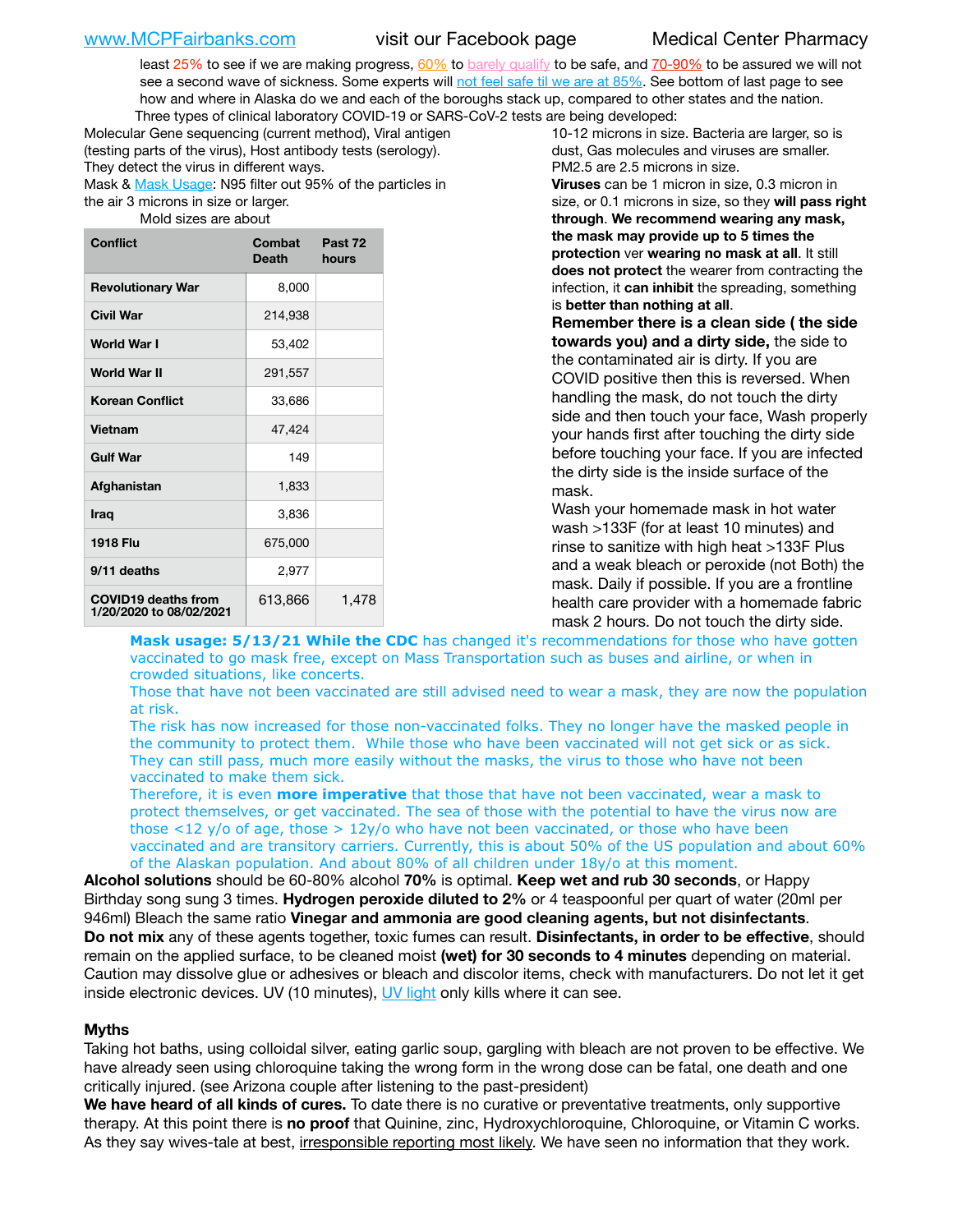least 25% to see if we are making progress, 60% to barely qualify to be safe, and 70-90% to be assured we will not see a second wave of sickness. Some experts will not feel safe til we are at 85%. See bottom of last page to see how and where in Alaska do we and each of the boroughs stack up, compared to other states and the nation.

Three types of clinical laboratory COVID-19 or SARS-CoV-2 tests are being developed:

Molecular Gene sequencing (current method), Viral antigen (testing parts of the virus), Host antibody tests (serology). They detect the virus in different ways.

Mask & Mask Usage: N95 filter out 95% of the particles in the air 3 microns in size or larger.

Mold sizes are about 10-12 microns in size. Bacteria are larger, so is dust, Gas molecules and viruses are smaller. PM2.5 are 2.5 microns in size.

| Conflict | Combat Death | Past 72 hours |
|---|---|---|
| Revolutionary War | 8,000 | |
| Civil War | 214,938 | |
| World War I | 53,402 | |
| World War II | 291,557 | |
| Korean Conflict | 33,686 | |
| Vietnam | 47,424 | |
| Gulf War | 149 | |
| Afghanistan | 1,833 | |
| Iraq | 3,836 | |
| 1918 Flu | 675,000 | |
| 9/11 deaths | 2,977 | |
| COVID19 deaths from 1/20/2020 to 08/02/2021 | 613,866 | 1,478 |

**Viruses** can be 1 micron in size, 0.3 micron in size, or 0.1 microns in size, so they **will pass right through**. **We recommend wearing any mask, the mask may provide up to 5 times the protection** ver **wearing no mask at all**. It still **does not protect** the wearer from contracting the infection, it **can inhibit** the spreading, something is **better than nothing at all**.

**Remember there is a clean side ( the side towards you) and a dirty side,** the side to the contaminated air is dirty. If you are COVID positive then this is reversed. When handling the mask, do not touch the dirty side and then touch your face, Wash properly your hands first after touching the dirty side before touching your face. If you are infected the dirty side is the inside surface of the mask.

Wash your homemade mask in hot water wash >133F (for at least 10 minutes) and rinse to sanitize with high heat >133F Plus and a weak bleach or peroxide (not Both) the mask. Daily if possible. If you are a frontline health care provider with a homemade fabric mask 2 hours. Do not touch the dirty side.

**Mask usage: 5/13/21 While the CDC** has changed it's recommendations for those who have gotten vaccinated to go mask free, except on Mass Transportation such as buses and airline, or when in crowded situations, like concerts.

Those that have not been vaccinated are still advised need to wear a mask, they are now the population at risk.

The risk has now increased for those non-vaccinated folks. They no longer have the masked people in the community to protect them. While those who have been vaccinated will not get sick or as sick. They can still pass, much more easily without the masks, the virus to those who have not been vaccinated to make them sick.

Therefore, it is even **more imperative** that those that have not been vaccinated, wear a mask to protect themselves, or get vaccinated. The sea of those with the potential to have the virus now are those <12 y/o of age, those > 12y/o who have not been vaccinated, or those who have been vaccinated and are transitory carriers. Currently, this is about 50% of the US population and about 60% of the Alaskan population. And about 80% of all children under 18y/o at this moment.

**Alcohol solutions** should be 60-80% alcohol **70%** is optimal. **Keep wet and rub 30 seconds**, or Happy Birthday song sung 3 times. **Hydrogen peroxide diluted to 2%** or 4 teaspoonful per quart of water (20ml per 946ml) Bleach the same ratio **Vinegar and ammonia are good cleaning agents, but not disinfectants**.

**Do not mix** any of these agents together, toxic fumes can result. **Disinfectants, in order to be effective**, should remain on the applied surface, to be cleaned moist **(wet) for 30 seconds to 4 minutes** depending on material. Caution may dissolve glue or adhesives or bleach and discolor items, check with manufacturers. Do not let it get inside electronic devices. UV (10 minutes), UV light only kills where it can see.

### Myths

Taking hot baths, using colloidal silver, eating garlic soup, gargling with bleach are not proven to be effective. We have already seen using chloroquine taking the wrong form in the wrong dose can be fatal, one death and one critically injured. (see Arizona couple after listening to the past-president)

**We have heard of all kinds of cures.** To date there is no curative or preventative treatments, only supportive therapy. At this point there is **no proof** that Quinine, zinc, Hydroxychloroquine, Chloroquine, or Vitamin C works. As they say wives-tale at best, irresponsible reporting most likely. We have seen no information that they work.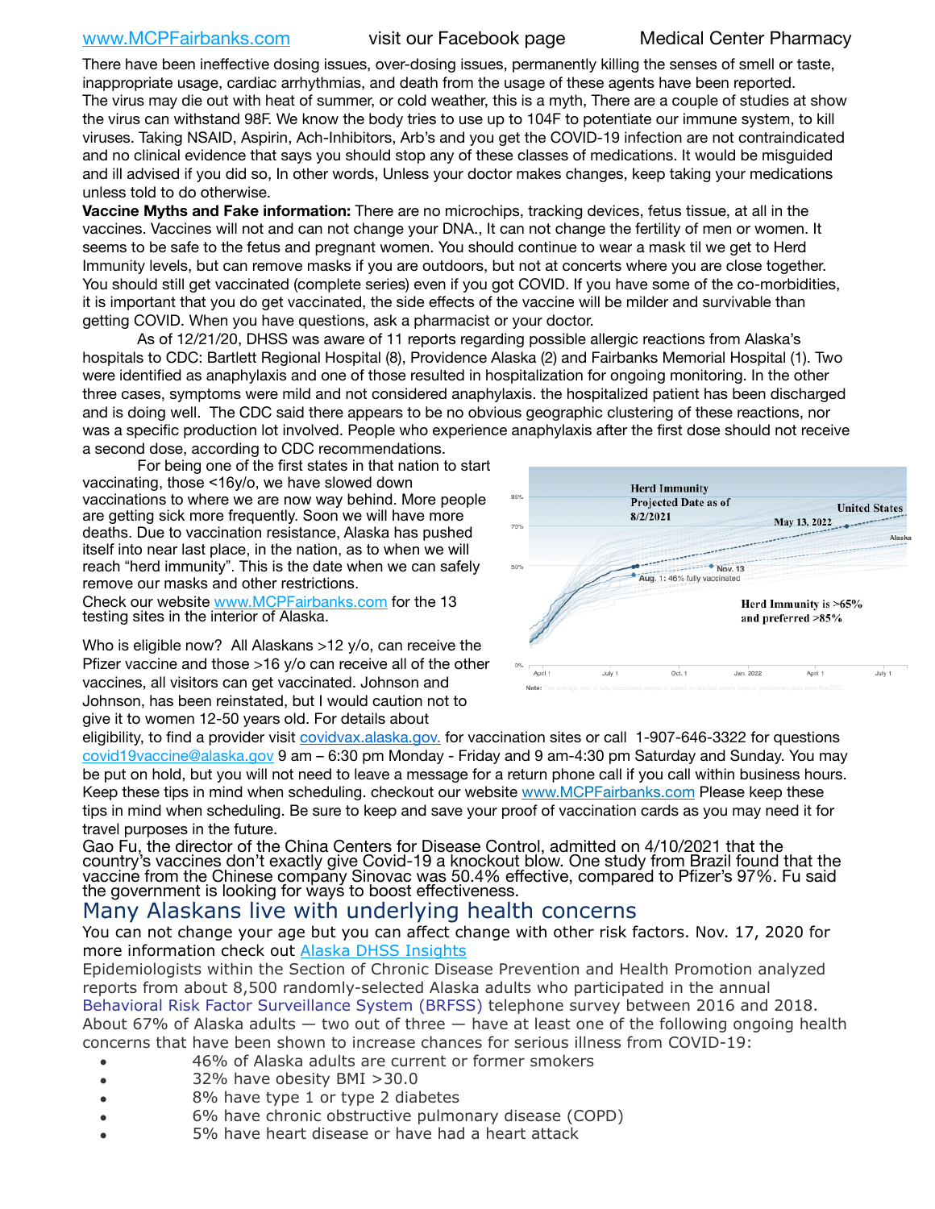There have been ineffective dosing issues, over-dosing issues, permanently killing the senses of smell or taste, inappropriate usage, cardiac arrhythmias, and death from the usage of these agents have been reported. The virus may die out with heat of summer, or cold weather, this is a myth, There are a couple of studies at show the virus can withstand 98F. We know the body tries to use up to 104F to potentiate our immune system, to kill viruses. Taking NSAID, Aspirin, Ach-Inhibitors, Arb's and you get the COVID-19 infection are not contraindicated and no clinical evidence that says you should stop any of these classes of medications. It would be misguided and ill advised if you did so, In other words, Unless your doctor makes changes, keep taking your medications unless told to do otherwise.

**Vaccine Myths and Fake information:** There are no microchips, tracking devices, fetus tissue, at all in the vaccines. Vaccines will not and can not change your DNA., It can not change the fertility of men or women. It seems to be safe to the fetus and pregnant women. You should continue to wear a mask til we get to Herd Immunity levels, but can remove masks if you are outdoors, but not at concerts where you are close together. You should still get vaccinated (complete series) even if you got COVID. If you have some of the co-morbidities, it is important that you do get vaccinated, the side effects of the vaccine will be milder and survivable than getting COVID. When you have questions, ask a pharmacist or your doctor.

As of 12/21/20, DHSS was aware of 11 reports regarding possible allergic reactions from Alaska's hospitals to CDC: Bartlett Regional Hospital (8), Providence Alaska (2) and Fairbanks Memorial Hospital (1). Two were identified as anaphylaxis and one of those resulted in hospitalization for ongoing monitoring. In the other three cases, symptoms were mild and not considered anaphylaxis. the hospitalized patient has been discharged and is doing well. The CDC said there appears to be no obvious geographic clustering of these reactions, nor was a specific production lot involved. People who experience anaphylaxis after the first dose should not receive a second dose, according to CDC recommendations.

For being one of the first states in that nation to start vaccinating, those <16y/o, we have slowed down vaccinations to where we are now way behind. More people are getting sick more frequently. Soon we will have more deaths. Due to vaccination resistance, Alaska has pushed itself into near last place, in the nation, as to when we will reach "herd immunity". This is the date when we can safely remove our masks and other restrictions.

Check our website www.MCPFairbanks.com for the 13 testing sites in the interior of Alaska.

Herd Immunity Projected Date as of 8/2/2021

United States — May 13, 2022 — Alaska

Aug. 1: 46% fully vaccinated — Nov. 13

Herd Immunity is >65% and preferred >85%

Who is eligible now? All Alaskans >12 y/o, can receive the Pfizer vaccine and those >16 y/o can receive all of the other vaccines, all visitors can get vaccinated. Johnson and Johnson, has been reinstated, but I would caution not to give it to women 12-50 years old. For details about eligibility, to find a provider visit covidvax.alaska.gov. for vaccination sites or call 1-907-646-3322 for questions covid19vaccine@alaska.gov 9 am – 6:30 pm Monday - Friday and 9 am-4:30 pm Saturday and Sunday. You may be put on hold, but you will not need to leave a message for a return phone call if you call within business hours. Keep these tips in mind when scheduling. checkout our website www.MCPFairbanks.com Please keep these tips in mind when scheduling. Be sure to keep and save your proof of vaccination cards as you may need it for travel purposes in the future.

Gao Fu, the director of the China Centers for Disease Control, admitted on 4/10/2021 that the country's vaccines don't exactly give Covid-19 a knockout blow. One study from Brazil found that the vaccine from the Chinese company Sinovac was 50.4% effective, compared to Pfizer's 97%. Fu said the government is looking for ways to boost effectiveness.

## Many Alaskans live with underlying health concerns

You can not change your age but you can affect change with other risk factors. Nov. 17, 2020 for more information check out Alaska DHSS Insights

Epidemiologists within the Section of Chronic Disease Prevention and Health Promotion analyzed reports from about 8,500 randomly-selected Alaska adults who participated in the annual Behavioral Risk Factor Surveillance System (BRFSS) telephone survey between 2016 and 2018. About 67% of Alaska adults — two out of three — have at least one of the following ongoing health concerns that have been shown to increase chances for serious illness from COVID-19:

- 46% of Alaska adults are current or former smokers
- 32% have obesity BMI >30.0
- 8% have type 1 or type 2 diabetes
- 6% have chronic obstructive pulmonary disease (COPD)
- 5% have heart disease or have had a heart attack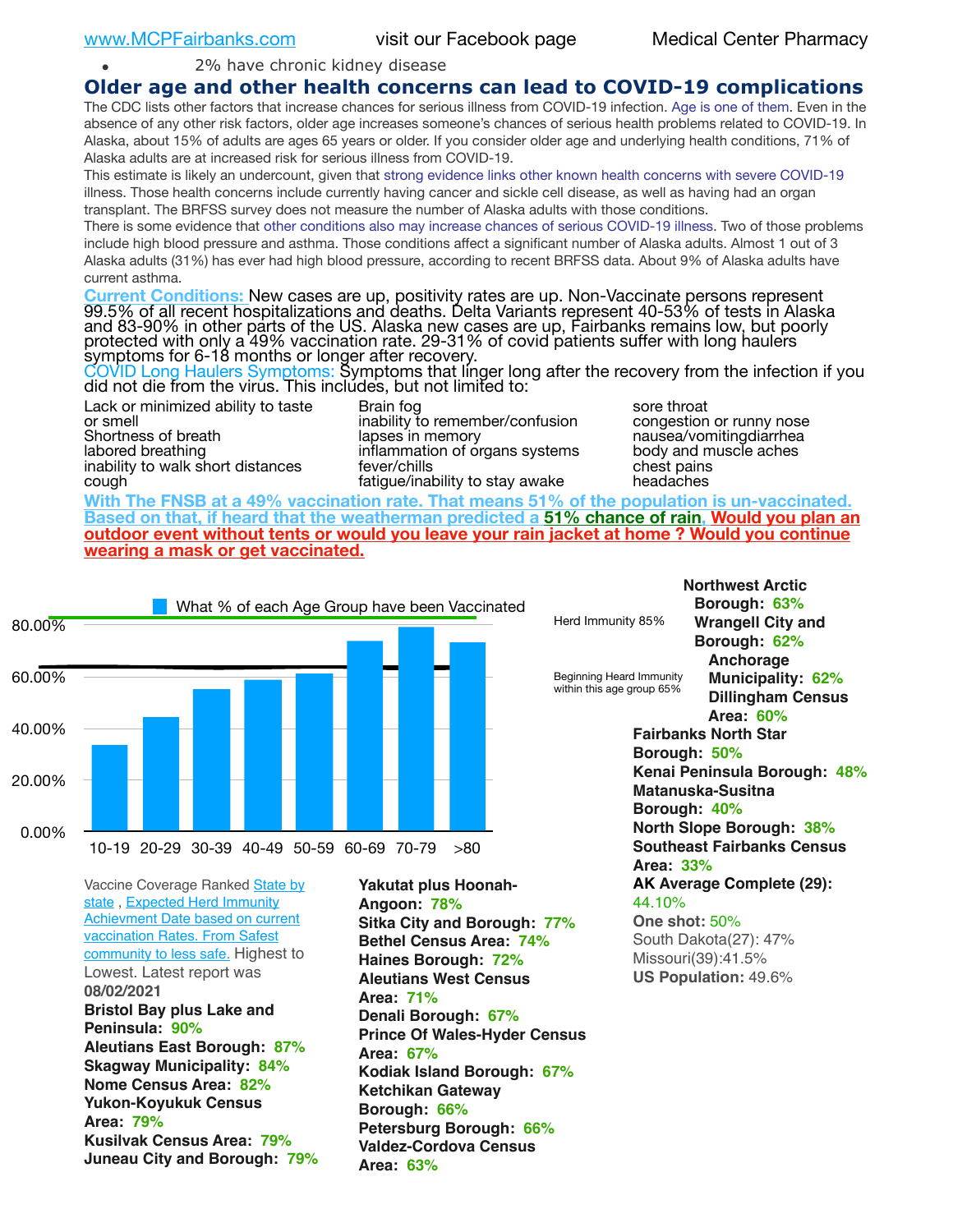- 2% have chronic kidney disease

## Older age and other health concerns can lead to COVID-19 complications

The CDC lists other factors that increase chances for serious illness from COVID-19 infection. Age is one of them. Even in the absence of any other risk factors, older age increases someone's chances of serious health problems related to COVID-19. In Alaska, about 15% of adults are ages 65 years or older. If you consider older age and underlying health conditions, 71% of Alaska adults are at increased risk for serious illness from COVID-19.

This estimate is likely an undercount, given that strong evidence links other known health concerns with severe COVID-19 illness. Those health concerns include currently having cancer and sickle cell disease, as well as having had an organ transplant. The BRFSS survey does not measure the number of Alaska adults with those conditions.

There is some evidence that other conditions also may increase chances of serious COVID-19 illness. Two of those problems include high blood pressure and asthma. Those conditions affect a significant number of Alaska adults. Almost 1 out of 3 Alaska adults (31%) has ever had high blood pressure, according to recent BRFSS data. About 9% of Alaska adults have current asthma.

**Current Conditions:** New cases are up, positivity rates are up. Non-Vaccinate persons represent 99.5% of all recent hospitalizations and deaths. Delta Variants represent 40-53% of tests in Alaska and 83-90% in other parts of the US. Alaska new cases are up, Fairbanks remains low, but poorly protected with only a 49% vaccination rate. 29-31% of covid patients suffer with long haulers symptoms for 6-18 months or longer after recovery.

COVID Long Haulers Symptoms: Symptoms that linger long after the recovery from the infection if you did not die from the virus. This includes, but not limited to:

- Lack or minimized ability to taste or smell
- Shortness of breath
- labored breathing
- inability to walk short distances
- cough
- Brain fog
- inability to remember/confusion
- lapses in memory
- inflammation of organs systems
- fever/chills
- fatigue/inability to stay awake
- sore throat
- congestion or runny nose
- nausea/vomitingdiarrhea
- body and muscle aches
- chest pains
- headaches

**With The FNSB at a 49% vaccination rate. That means 51% of the population is un-vaccinated. Based on that, if heard that the weatherman predicted a 51% chance of rain, Would you plan an outdoor event without tents or would you leave your rain jacket at home ? Would you continue wearing a mask or get vaccinated.**

What % of each Age Group have been Vaccinated

80.00%
60.00%
40.00%
20.00%
0.00%

10-19 20-29 30-39 40-49 50-59 60-69 70-79 >80

Herd Immunity 85%

Beginning Heard Immunity within this age group 65%

Vaccine Coverage Ranked State by state , Expected Herd Immunity Achievment Date based on current vaccination Rates. From Safest community to less safe. Highest to Lowest. Latest report was **08/02/2021**

**Bristol Bay plus Lake and Peninsula: 90%**
**Aleutians East Borough: 87%**
**Skagway Municipality: 84%**
**Nome Census Area: 82%**
**Yukon-Koyukuk Census Area: 79%**
**Kusilvak Census Area: 79%**
**Juneau City and Borough: 79%**
**Yakutat plus Hoonah-Angoon: 78%**
**Sitka City and Borough: 77%**
**Bethel Census Area: 74%**
**Haines Borough: 72%**
**Aleutians West Census Area: 71%**
**Denali Borough: 67%**
**Prince Of Wales-Hyder Census Area: 67%**
**Kodiak Island Borough: 67%**
**Ketchikan Gateway Borough: 66%**
**Petersburg Borough: 66%**
**Valdez-Cordova Census Area: 63%**
**Northwest Arctic Borough: 63%**
**Wrangell City and Borough: 62%**
**Anchorage Municipality: 62%**
**Dillingham Census Area: 60%**
**Fairbanks North Star Borough: 50%**
**Kenai Peninsula Borough: 48%**
**Matanuska-Susitna Borough: 40%**
**North Slope Borough: 38%**
**Southeast Fairbanks Census Area: 33%**
**AK Average Complete (29):** 44.10%
**One shot:** 50%
South Dakota(27): 47%
Missouri(39):41.5%
**US Population:** 49.6%